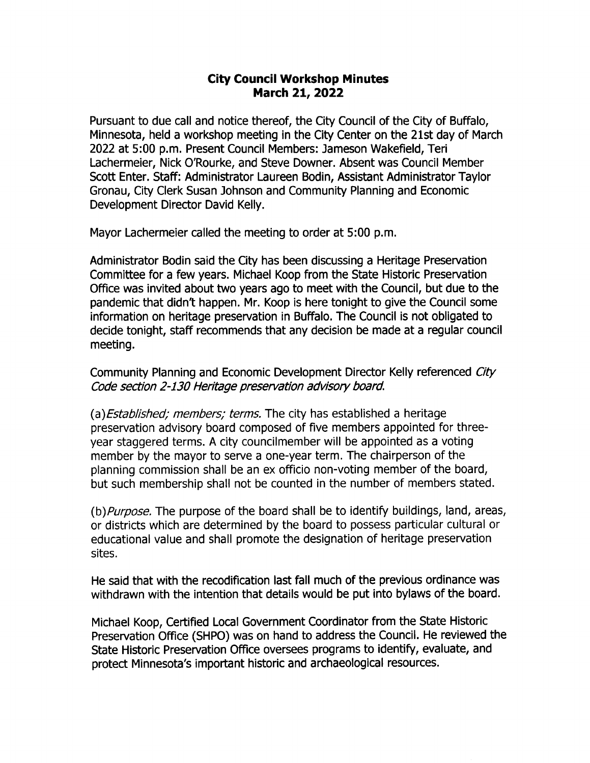# City Council Workshop Minutes
## March 21, 2022

Pursuant to due call and notice thereof, the City Council of the City of Buffalo, Minnesota, held a workshop meeting in the City Center on the 21st day of March 2022 at 5:00 p.m. Present Council Members: Jameson Wakefield, Teri Lachermeier, Nick O'Rourke, and Steve Downer. Absent was Council Member Scott Enter. Staff: Administrator Laureen Bodin, Assistant Administrator Taylor Gronau, City Clerk Susan Johnson and Community Planning and Economic Development Director David Kelly.

Mayor Lachermeier called the meeting to order at 5:00 p.m.

Administrator Bodin said the City has been discussing a Heritage Preservation Committee for a few years. Michael Koop from the State Historic Preservation Office was invited about two years ago to meet with the Council, but due to the pandemic that didn't happen. Mr. Koop is here tonight to give the Council some information on heritage preservation in Buffalo. The Council is not obligated to decide tonight, staff recommends that any decision be made at a regular council meeting.

Community Planning and Economic Development Director Kelly referenced *City Code section 2-130 Heritage preservation advisory board.*

(a)*Established; members; terms.* The city has established a heritage preservation advisory board composed of five members appointed for three-year staggered terms. A city councilmember will be appointed as a voting member by the mayor to serve a one-year term. The chairperson of the planning commission shall be an ex officio non-voting member of the board, but such membership shall not be counted in the number of members stated.

(b)*Purpose.* The purpose of the board shall be to identify buildings, land, areas, or districts which are determined by the board to possess particular cultural or educational value and shall promote the designation of heritage preservation sites.

He said that with the recodification last fall much of the previous ordinance was withdrawn with the intention that details would be put into bylaws of the board.

Michael Koop, Certified Local Government Coordinator from the State Historic Preservation Office (SHPO) was on hand to address the Council. He reviewed the State Historic Preservation Office oversees programs to identify, evaluate, and protect Minnesota's important historic and archaeological resources.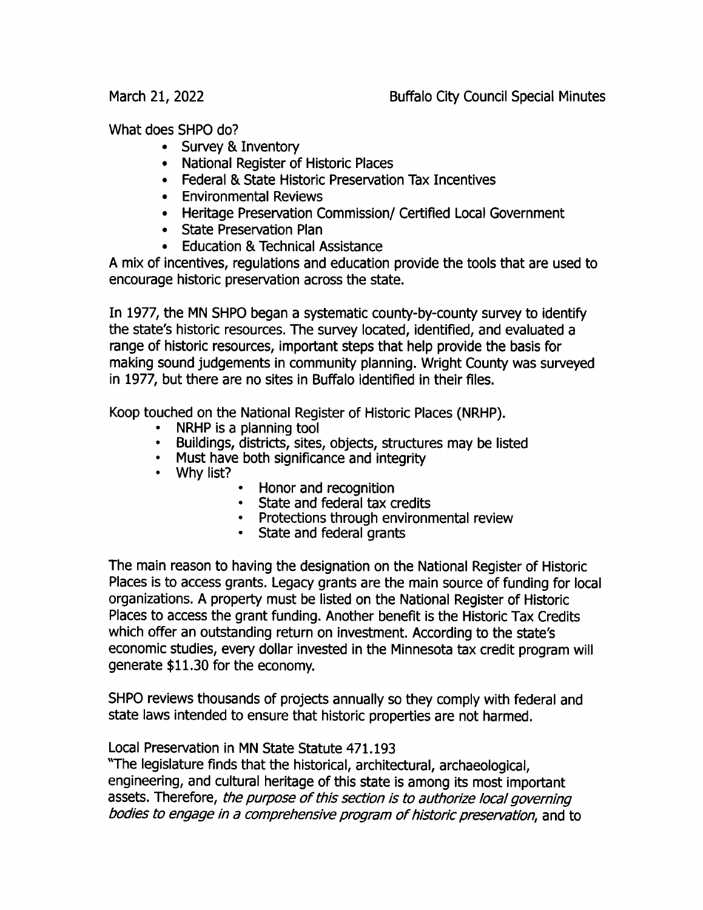What does SHPO do?

- Survey & Inventory
- National Register of Historic Places
- Federal & State Historic Preservation Tax Incentives
- Environmental Reviews
- Heritage Preservation Commission/ Certified Local Government
- State Preservation Plan
- Education & Technical Assistance

A mix of incentives, regulations and education provide the tools that are used to encourage historic preservation across the state.

In 1977, the MN SHPO began a systematic county-by-county survey to identify the state's historic resources. The survey located, identified, and evaluated a range of historic resources, important steps that help provide the basis for making sound judgements in community planning. Wright County was surveyed in 1977, but there are no sites in Buffalo identified in their files.

Koop touched on the National Register of Historic Places (NRHP).

- NRHP is a planning tool
- Buildings, districts, sites, objects, structures may be listed
- Must have both significance and integrity
- Why list?
    - Honor and recognition
    - State and federal tax credits
    - Protections through environmental review
    - State and federal grants

The main reason to having the designation on the National Register of Historic Places is to access grants. Legacy grants are the main source of funding for local organizations. A property must be listed on the National Register of Historic Places to access the grant funding. Another benefit is the Historic Tax Credits which offer an outstanding return on investment. According to the state's economic studies, every dollar invested in the Minnesota tax credit program will generate $11.30 for the economy.

SHPO reviews thousands of projects annually so they comply with federal and state laws intended to ensure that historic properties are not harmed.

Local Preservation in MN State Statute 471.193

"The legislature finds that the historical, architectural, archaeological, engineering, and cultural heritage of this state is among its most important assets. Therefore, *the purpose of this section is to authorize local governing bodies to engage in a comprehensive program of historic preservation*, and to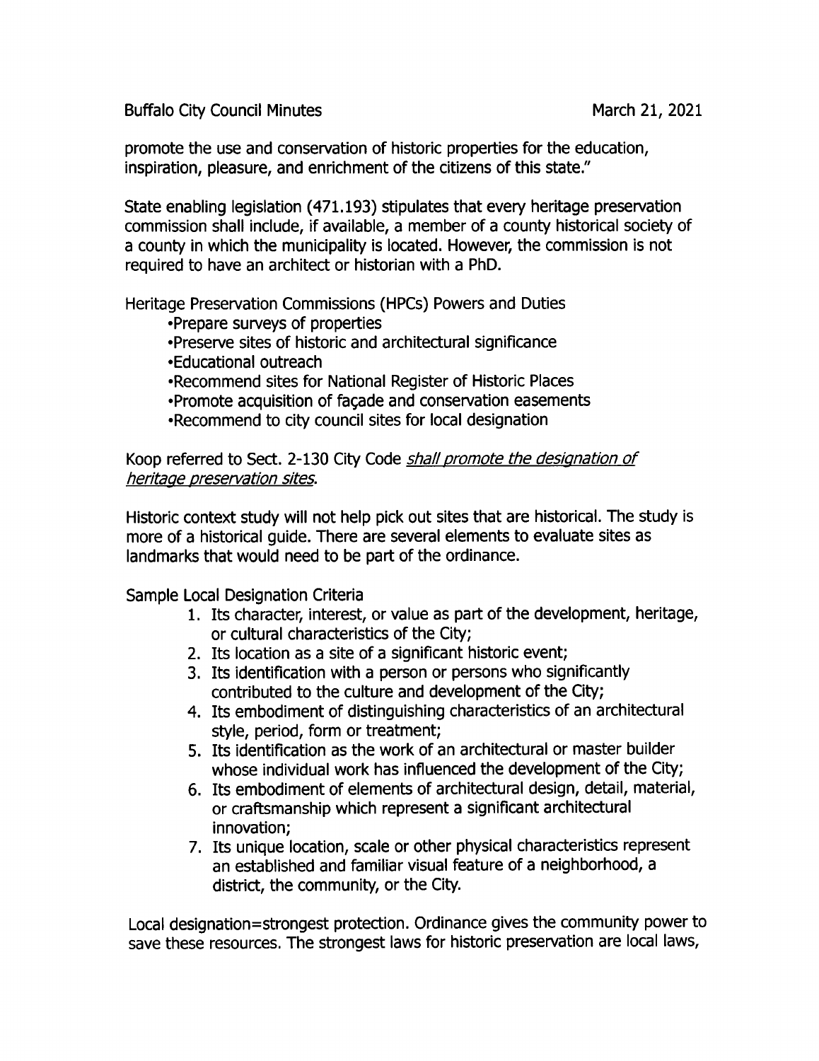promote the use and conservation of historic properties for the education, inspiration, pleasure, and enrichment of the citizens of this state."

State enabling legislation (471.193) stipulates that every heritage preservation commission shall include, if available, a member of a county historical society of a county in which the municipality is located. However, the commission is not required to have an architect or historian with a PhD.

Heritage Preservation Commissions (HPCs) Powers and Duties

- Prepare surveys of properties
- Preserve sites of historic and architectural significance
- Educational outreach
- Recommend sites for National Register of Historic Places
- Promote acquisition of façade and conservation easements
- Recommend to city council sites for local designation

Koop referred to Sect. 2-130 City Code *shall promote the designation of heritage preservation sites*.

Historic context study will not help pick out sites that are historical. The study is more of a historical guide. There are several elements to evaluate sites as landmarks that would need to be part of the ordinance.

Sample Local Designation Criteria

1. Its character, interest, or value as part of the development, heritage, or cultural characteristics of the City;
2. Its location as a site of a significant historic event;
3. Its identification with a person or persons who significantly contributed to the culture and development of the City;
4. Its embodiment of distinguishing characteristics of an architectural style, period, form or treatment;
5. Its identification as the work of an architectural or master builder whose individual work has influenced the development of the City;
6. Its embodiment of elements of architectural design, detail, material, or craftsmanship which represent a significant architectural innovation;
7. Its unique location, scale or other physical characteristics represent an established and familiar visual feature of a neighborhood, a district, the community, or the City.

Local designation=strongest protection. Ordinance gives the community power to save these resources. The strongest laws for historic preservation are local laws,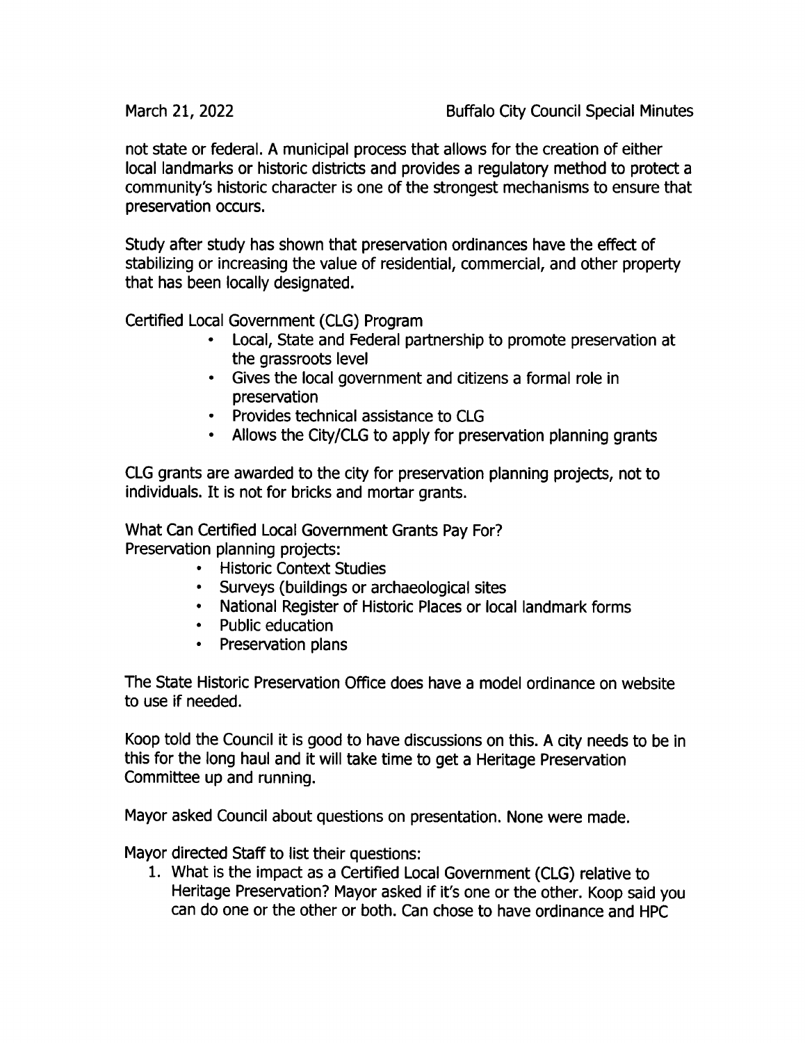not state or federal. A municipal process that allows for the creation of either local landmarks or historic districts and provides a regulatory method to protect a community's historic character is one of the strongest mechanisms to ensure that preservation occurs.

Study after study has shown that preservation ordinances have the effect of stabilizing or increasing the value of residential, commercial, and other property that has been locally designated.

Certified Local Government (CLG) Program

- Local, State and Federal partnership to promote preservation at the grassroots level
- Gives the local government and citizens a formal role in preservation
- Provides technical assistance to CLG
- Allows the City/CLG to apply for preservation planning grants

CLG grants are awarded to the city for preservation planning projects, not to individuals. It is not for bricks and mortar grants.

What Can Certified Local Government Grants Pay For?
Preservation planning projects:

- Historic Context Studies
- Surveys (buildings or archaeological sites
- National Register of Historic Places or local landmark forms
- Public education
- Preservation plans

The State Historic Preservation Office does have a model ordinance on website to use if needed.

Koop told the Council it is good to have discussions on this. A city needs to be in this for the long haul and it will take time to get a Heritage Preservation Committee up and running.

Mayor asked Council about questions on presentation. None were made.

Mayor directed Staff to list their questions:

1. What is the impact as a Certified Local Government (CLG) relative to Heritage Preservation? Mayor asked if it's one or the other. Koop said you can do one or the other or both. Can chose to have ordinance and HPC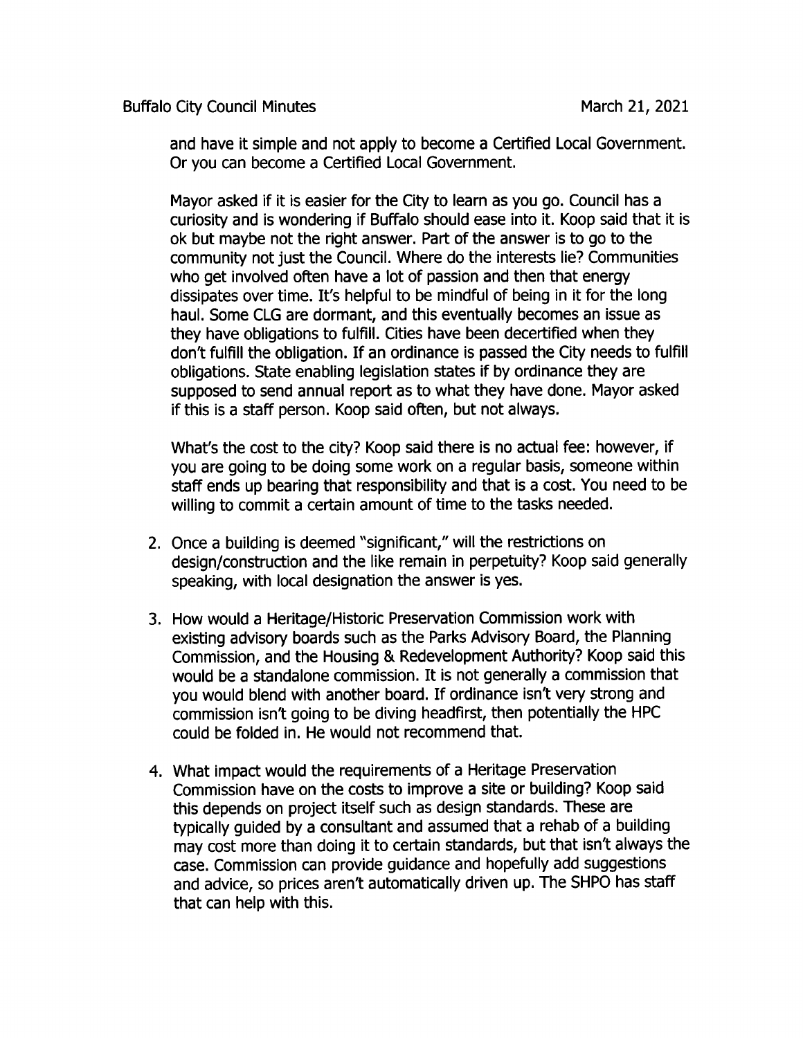and have it simple and not apply to become a Certified Local Government. Or you can become a Certified Local Government.

Mayor asked if it is easier for the City to learn as you go. Council has a curiosity and is wondering if Buffalo should ease into it. Koop said that it is ok but maybe not the right answer. Part of the answer is to go to the community not just the Council. Where do the interests lie? Communities who get involved often have a lot of passion and then that energy dissipates over time. It's helpful to be mindful of being in it for the long haul. Some CLG are dormant, and this eventually becomes an issue as they have obligations to fulfill. Cities have been decertified when they don't fulfill the obligation. If an ordinance is passed the City needs to fulfill obligations. State enabling legislation states if by ordinance they are supposed to send annual report as to what they have done. Mayor asked if this is a staff person. Koop said often, but not always.

What's the cost to the city? Koop said there is no actual fee: however, if you are going to be doing some work on a regular basis, someone within staff ends up bearing that responsibility and that is a cost. You need to be willing to commit a certain amount of time to the tasks needed.

2. Once a building is deemed "significant," will the restrictions on design/construction and the like remain in perpetuity? Koop said generally speaking, with local designation the answer is yes.

3. How would a Heritage/Historic Preservation Commission work with existing advisory boards such as the Parks Advisory Board, the Planning Commission, and the Housing & Redevelopment Authority? Koop said this would be a standalone commission. It is not generally a commission that you would blend with another board. If ordinance isn't very strong and commission isn't going to be diving headfirst, then potentially the HPC could be folded in. He would not recommend that.

4. What impact would the requirements of a Heritage Preservation Commission have on the costs to improve a site or building? Koop said this depends on project itself such as design standards. These are typically guided by a consultant and assumed that a rehab of a building may cost more than doing it to certain standards, but that isn't always the case. Commission can provide guidance and hopefully add suggestions and advice, so prices aren't automatically driven up. The SHPO has staff that can help with this.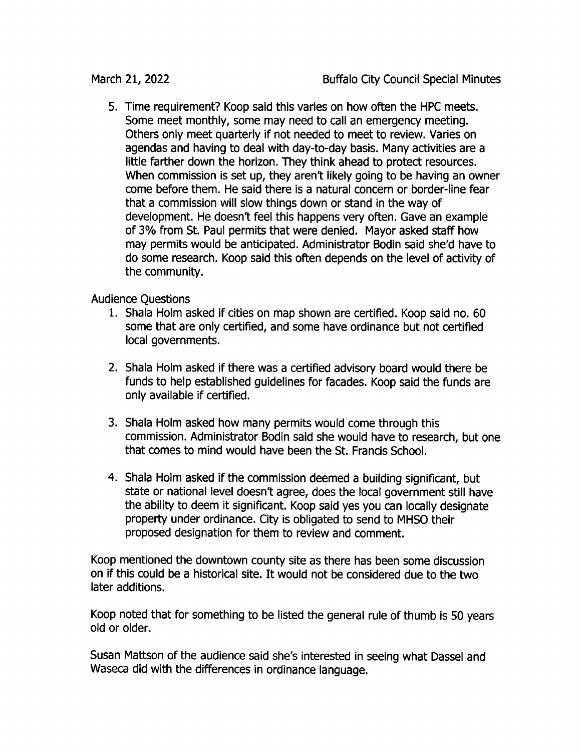5. Time requirement? Koop said this varies on how often the HPC meets. Some meet monthly, some may need to call an emergency meeting. Others only meet quarterly if not needed to meet to review. Varies on agendas and having to deal with day-to-day basis. Many activities are a little farther down the horizon. They think ahead to protect resources. When commission is set up, they aren't likely going to be having an owner come before them. He said there is a natural concern or border-line fear that a commission will slow things down or stand in the way of development. He doesn't feel this happens very often. Gave an example of 3% from St. Paul permits that were denied. Mayor asked staff how may permits would be anticipated. Administrator Bodin said she'd have to do some research. Koop said this often depends on the level of activity of the community.

Audience Questions

1. Shala Holm asked if cities on map shown are certified. Koop said no. 60 some that are only certified, and some have ordinance but not certified local governments.

2. Shala Holm asked if there was a certified advisory board would there be funds to help established guidelines for facades. Koop said the funds are only available if certified.

3. Shala Holm asked how many permits would come through this commission. Administrator Bodin said she would have to research, but one that comes to mind would have been the St. Francis School.

4. Shala Holm asked if the commission deemed a building significant, but state or national level doesn't agree, does the local government still have the ability to deem it significant. Koop said yes you can locally designate property under ordinance. City is obligated to send to MHSO their proposed designation for them to review and comment.

Koop mentioned the downtown county site as there has been some discussion on if this could be a historical site. It would not be considered due to the two later additions.

Koop noted that for something to be listed the general rule of thumb is 50 years old or older.

Susan Mattson of the audience said she's interested in seeing what Dassel and Waseca did with the differences in ordinance language.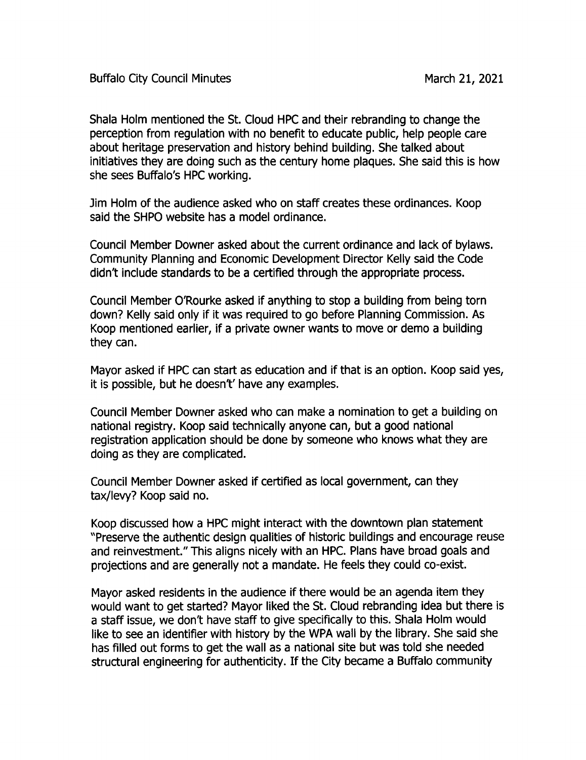Shala Holm mentioned the St. Cloud HPC and their rebranding to change the perception from regulation with no benefit to educate public, help people care about heritage preservation and history behind building. She talked about initiatives they are doing such as the century home plaques. She said this is how she sees Buffalo's HPC working.

Jim Holm of the audience asked who on staff creates these ordinances. Koop said the SHPO website has a model ordinance.

Council Member Downer asked about the current ordinance and lack of bylaws. Community Planning and Economic Development Director Kelly said the Code didn't include standards to be a certified through the appropriate process.

Council Member O'Rourke asked if anything to stop a building from being torn down? Kelly said only if it was required to go before Planning Commission. As Koop mentioned earlier, if a private owner wants to move or demo a building they can.

Mayor asked if HPC can start as education and if that is an option. Koop said yes, it is possible, but he doesn't' have any examples.

Council Member Downer asked who can make a nomination to get a building on national registry. Koop said technically anyone can, but a good national registration application should be done by someone who knows what they are doing as they are complicated.

Council Member Downer asked if certified as local government, can they tax/levy? Koop said no.

Koop discussed how a HPC might interact with the downtown plan statement "Preserve the authentic design qualities of historic buildings and encourage reuse and reinvestment." This aligns nicely with an HPC. Plans have broad goals and projections and are generally not a mandate. He feels they could co-exist.

Mayor asked residents in the audience if there would be an agenda item they would want to get started? Mayor liked the St. Cloud rebranding idea but there is a staff issue, we don't have staff to give specifically to this. Shala Holm would like to see an identifier with history by the WPA wall by the library. She said she has filled out forms to get the wall as a national site but was told she needed structural engineering for authenticity. If the City became a Buffalo community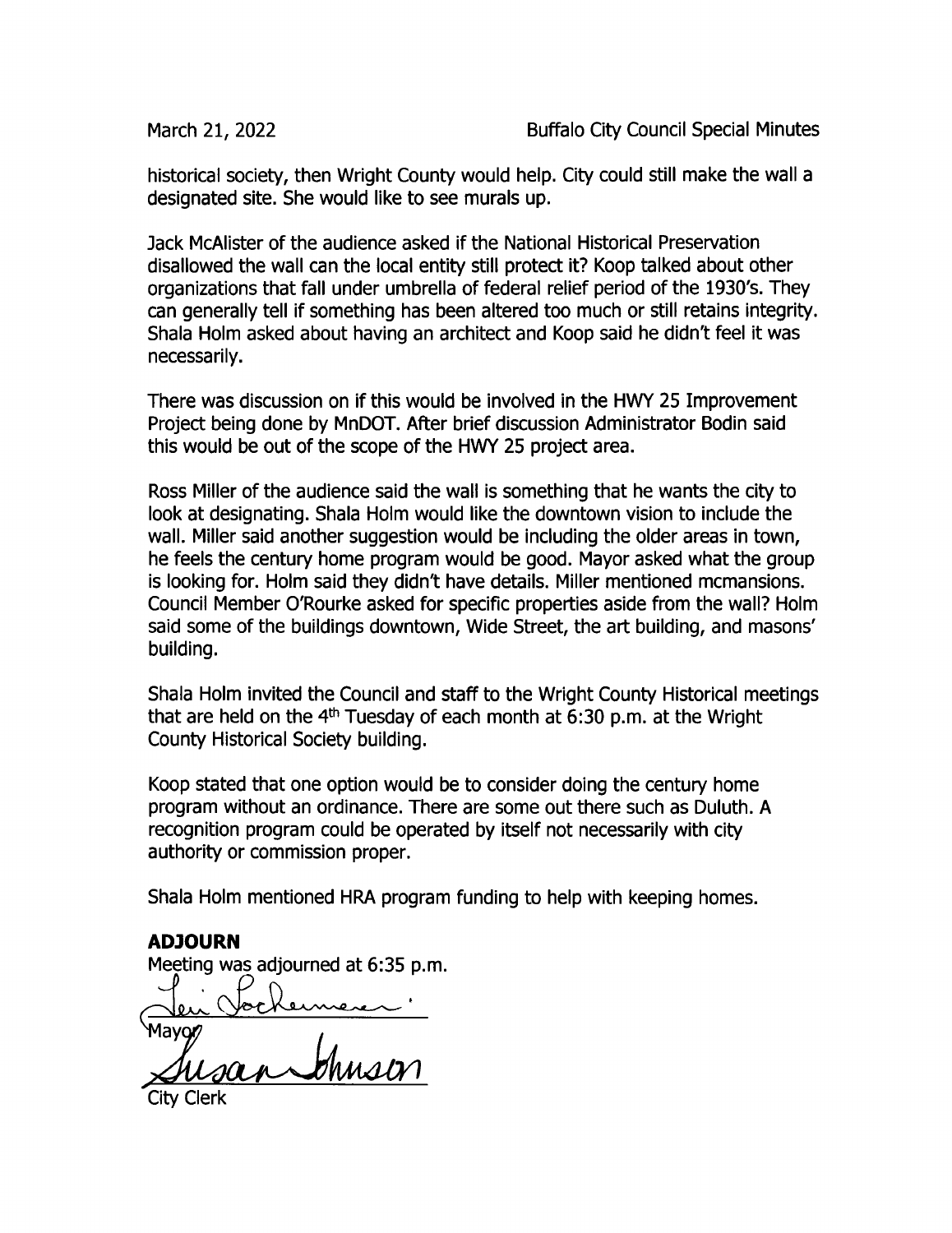historical society, then Wright County would help. City could still make the wall a designated site. She would like to see murals up.

Jack McAlister of the audience asked if the National Historical Preservation disallowed the wall can the local entity still protect it? Koop talked about other organizations that fall under umbrella of federal relief period of the 1930's. They can generally tell if something has been altered too much or still retains integrity. Shala Holm asked about having an architect and Koop said he didn't feel it was necessarily.

There was discussion on if this would be involved in the HWY 25 Improvement Project being done by MnDOT. After brief discussion Administrator Bodin said this would be out of the scope of the HWY 25 project area.

Ross Miller of the audience said the wall is something that he wants the city to look at designating. Shala Holm would like the downtown vision to include the wall. Miller said another suggestion would be including the older areas in town, he feels the century home program would be good. Mayor asked what the group is looking for. Holm said they didn't have details. Miller mentioned mcmansions. Council Member O'Rourke asked for specific properties aside from the wall? Holm said some of the buildings downtown, Wide Street, the art building, and masons' building.

Shala Holm invited the Council and staff to the Wright County Historical meetings that are held on the 4th Tuesday of each month at 6:30 p.m. at the Wright County Historical Society building.

Koop stated that one option would be to consider doing the century home program without an ordinance. There are some out there such as Duluth. A recognition program could be operated by itself not necessarily with city authority or commission proper.

Shala Holm mentioned HRA program funding to help with keeping homes.

**ADJOURN**

Meeting was adjourned at 6:35 p.m.

Teri Lachermeier

Mayor

Susan Johnson

City Clerk